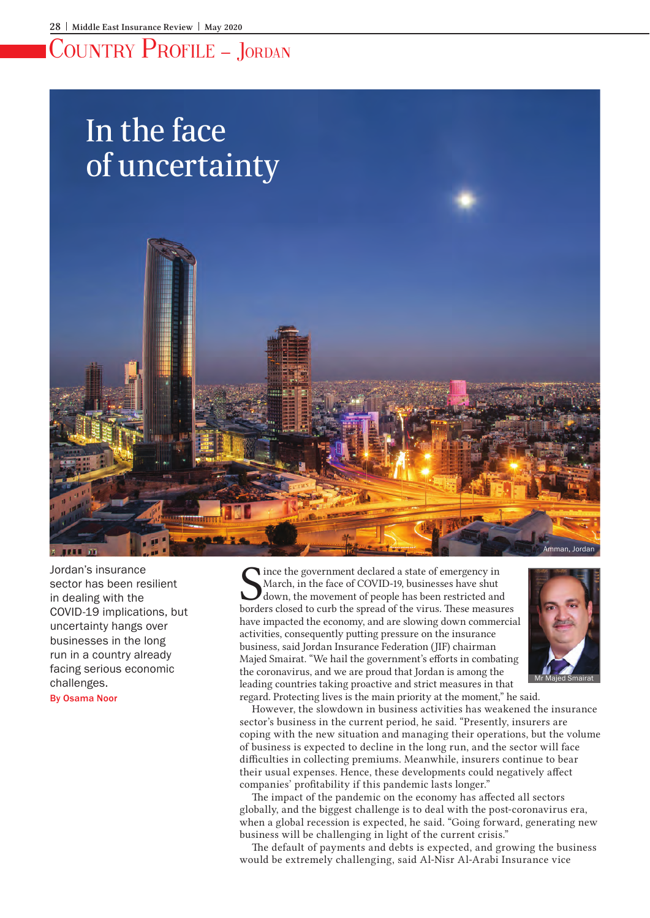# Country Profile – Jordan

# In the face of uncertainty

Amman, Jordan

Jordan's insurance sector has been resilient in dealing with the COVID-19 implications, but uncertainty hangs over businesses in the long run in a country already facing serious economic challenges.

**By Osama Noor**

Since the government declared a state of emergency in March, in the face of COVID-19, businesses have shut down, the movement of people has been restricted and borders closed to curb the spread of the virus. These measures have impacted the economy, and are slowing down commercial activities, consequently putting pressure on the insurance business, said Jordan Insurance Federation (JIF) chairman Majed Smairat. "We hail the government's efforts in combating the coronavirus, and we are proud that Jordan is among the leading countries taking proactive and strict measures in that regard. Protecting lives is the main priority at the moment," he said.

Mr Majed Smairat

However, the slowdown in business activities has weakened the insurance sector's business in the current period, he said. "Presently, insurers are coping with the new situation and managing their operations, but the volume of business is expected to decline in the long run, and the sector will face difficulties in collecting premiums. Meanwhile, insurers continue to bear their usual expenses. Hence, these developments could negatively affect companies' profitability if this pandemic lasts longer."

The impact of the pandemic on the economy has affected all sectors globally, and the biggest challenge is to deal with the post-coronavirus era, when a global recession is expected, he said. "Going forward, generating new business will be challenging in light of the current crisis."

The default of payments and debts is expected, and growing the business would be extremely challenging, said Al-Nisr Al-Arabi Insurance vice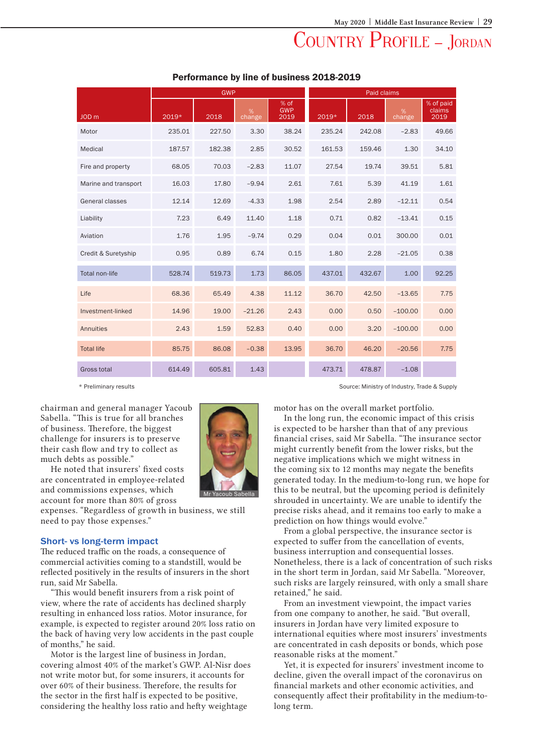## Country Profile – Jordan

### Performance by line of business 2018-2019

| JOD m | GWP | | | | Paid claims | | | |
|---|---|---|---|---|---|---|---|---|
| | 2019* | 2018 | % change | % of GWP 2019 | 2019* | 2018 | % change | % of paid claims 2019 |
| Motor | 235.01 | 227.50 | 3.30 | 38.24 | 235.24 | 242.08 | -2.83 | 49.66 |
| Medical | 187.57 | 182.38 | 2.85 | 30.52 | 161.53 | 159.46 | 1.30 | 34.10 |
| Fire and property | 68.05 | 70.03 | -2.83 | 11.07 | 27.54 | 19.74 | 39.51 | 5.81 |
| Marine and transport | 16.03 | 17.80 | -9.94 | 2.61 | 7.61 | 5.39 | 41.19 | 1.61 |
| General classes | 12.14 | 12.69 | -4.33 | 1.98 | 2.54 | 2.89 | -12.11 | 0.54 |
| Liability | 7.23 | 6.49 | 11.40 | 1.18 | 0.71 | 0.82 | -13.41 | 0.15 |
| Aviation | 1.76 | 1.95 | -9.74 | 0.29 | 0.04 | 0.01 | 300.00 | 0.01 |
| Credit & Suretyship | 0.95 | 0.89 | 6.74 | 0.15 | 1.80 | 2.28 | -21.05 | 0.38 |
| Total non-life | 528.74 | 519.73 | 1.73 | 86.05 | 437.01 | 432.67 | 1.00 | 92.25 |
| Life | 68.36 | 65.49 | 4.38 | 11.12 | 36.70 | 42.50 | -13.65 | 7.75 |
| Investment-linked | 14.96 | 19.00 | -21.26 | 2.43 | 0.00 | 0.50 | -100.00 | 0.00 |
| Annuities | 2.43 | 1.59 | 52.83 | 0.40 | 0.00 | 3.20 | -100.00 | 0.00 |
| Total life | 85.75 | 86.08 | -0.38 | 13.95 | 36.70 | 46.20 | -20.56 | 7.75 |
| Gross total | 614.49 | 605.81 | 1.43 | | 473.71 | 478.87 | -1.08 | |

\* Preliminary results

Source: Ministry of Industry, Trade & Supply

chairman and general manager Yacoub Sabella. "This is true for all branches of business. Therefore, the biggest challenge for insurers is to preserve their cash flow and try to collect as much debts as possible."

Mr Yacoub Sabella

He noted that insurers' fixed costs are concentrated in employee-related and commissions expenses, which account for more than 80% of gross expenses. "Regardless of growth in business, we still need to pay those expenses."

### Short- vs long-term impact

The reduced traffic on the roads, a consequence of commercial activities coming to a standstill, would be reflected positively in the results of insurers in the short run, said Mr Sabella.

"This would benefit insurers from a risk point of view, where the rate of accidents has declined sharply resulting in enhanced loss ratios. Motor insurance, for example, is expected to register around 20% loss ratio on the back of having very low accidents in the past couple of months," he said.

Motor is the largest line of business in Jordan, covering almost 40% of the market's GWP. Al-Nisr does not write motor but, for some insurers, it accounts for over 60% of their business. Therefore, the results for the sector in the first half is expected to be positive, considering the healthy loss ratio and hefty weightage motor has on the overall market portfolio.

In the long run, the economic impact of this crisis is expected to be harsher than that of any previous financial crises, said Mr Sabella. "The insurance sector might currently benefit from the lower risks, but the negative implications which we might witness in the coming six to 12 months may negate the benefits generated today. In the medium-to-long run, we hope for this to be neutral, but the upcoming period is definitely shrouded in uncertainty. We are unable to identify the precise risks ahead, and it remains too early to make a prediction on how things would evolve."

From a global perspective, the insurance sector is expected to suffer from the cancellation of events, business interruption and consequential losses. Nonetheless, there is a lack of concentration of such risks in the short term in Jordan, said Mr Sabella. "Moreover, such risks are largely reinsured, with only a small share retained," he said.

From an investment viewpoint, the impact varies from one company to another, he said. "But overall, insurers in Jordan have very limited exposure to international equities where most insurers' investments are concentrated in cash deposits or bonds, which pose reasonable risks at the moment."

Yet, it is expected for insurers' investment income to decline, given the overall impact of the coronavirus on financial markets and other economic activities, and consequently affect their profitability in the medium-to-long term.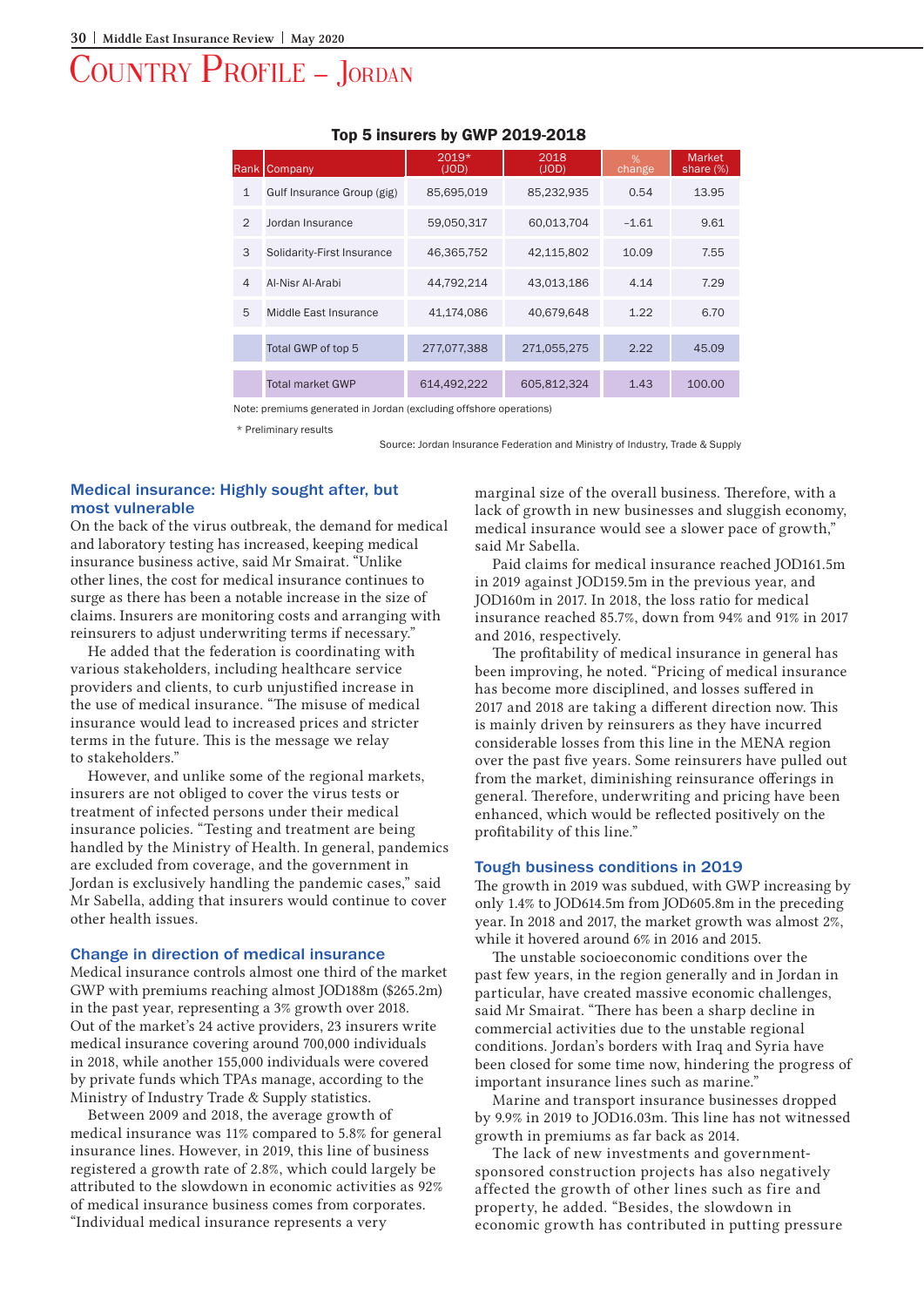# Country Profile – Jordan

**Top 5 insurers by GWP 2019-2018**

| Rank | Company | 2019* (JOD) | 2018 (JOD) | % change | Market share (%) |
|---|---|---|---|---|---|
| 1 | Gulf Insurance Group (gig) | 85,695,019 | 85,232,935 | 0.54 | 13.95 |
| 2 | Jordan Insurance | 59,050,317 | 60,013,704 | -1.61 | 9.61 |
| 3 | Solidarity-First Insurance | 46,365,752 | 42,115,802 | 10.09 | 7.55 |
| 4 | Al-Nisr Al-Arabi | 44,792,214 | 43,013,186 | 4.14 | 7.29 |
| 5 | Middle East Insurance | 41,174,086 | 40,679,648 | 1.22 | 6.70 |
| | Total GWP of top 5 | 277,077,388 | 271,055,275 | 2.22 | 45.09 |
| | Total market GWP | 614,492,222 | 605,812,324 | 1.43 | 100.00 |

Note: premiums generated in Jordan (excluding offshore operations)

* Preliminary results

Source: Jordan Insurance Federation and Ministry of Industry, Trade & Supply

## Medical insurance: Highly sought after, but most vulnerable

On the back of the virus outbreak, the demand for medical and laboratory testing has increased, keeping medical insurance business active, said Mr Smairat. "Unlike other lines, the cost for medical insurance continues to surge as there has been a notable increase in the size of claims. Insurers are monitoring costs and arranging with reinsurers to adjust underwriting terms if necessary."

He added that the federation is coordinating with various stakeholders, including healthcare service providers and clients, to curb unjustified increase in the use of medical insurance. "The misuse of medical insurance would lead to increased prices and stricter terms in the future. This is the message we relay to stakeholders."

However, and unlike some of the regional markets, insurers are not obliged to cover the virus tests or treatment of infected persons under their medical insurance policies. "Testing and treatment are being handled by the Ministry of Health. In general, pandemics are excluded from coverage, and the government in Jordan is exclusively handling the pandemic cases," said Mr Sabella, adding that insurers would continue to cover other health issues.

## Change in direction of medical insurance

Medical insurance controls almost one third of the market GWP with premiums reaching almost JOD188m ($265.2m) in the past year, representing a 3% growth over 2018. Out of the market's 24 active providers, 23 insurers write medical insurance covering around 700,000 individuals in 2018, while another 155,000 individuals were covered by private funds which TPAs manage, according to the Ministry of Industry Trade & Supply statistics.

Between 2009 and 2018, the average growth of medical insurance was 11% compared to 5.8% for general insurance lines. However, in 2019, this line of business registered a growth rate of 2.8%, which could largely be attributed to the slowdown in economic activities as 92% of medical insurance business comes from corporates. "Individual medical insurance represents a very marginal size of the overall business. Therefore, with a lack of growth in new businesses and sluggish economy, medical insurance would see a slower pace of growth," said Mr Sabella.

Paid claims for medical insurance reached JOD161.5m in 2019 against JOD159.5m in the previous year, and JOD160m in 2017. In 2018, the loss ratio for medical insurance reached 85.7%, down from 94% and 91% in 2017 and 2016, respectively.

The profitability of medical insurance in general has been improving, he noted. "Pricing of medical insurance has become more disciplined, and losses suffered in 2017 and 2018 are taking a different direction now. This is mainly driven by reinsurers as they have incurred considerable losses from this line in the MENA region over the past five years. Some reinsurers have pulled out from the market, diminishing reinsurance offerings in general. Therefore, underwriting and pricing have been enhanced, which would be reflected positively on the profitability of this line."

## Tough business conditions in 2019

The growth in 2019 was subdued, with GWP increasing by only 1.4% to JOD614.5m from JOD605.8m in the preceding year. In 2018 and 2017, the market growth was almost 2%, while it hovered around 6% in 2016 and 2015.

The unstable socioeconomic conditions over the past few years, in the region generally and in Jordan in particular, have created massive economic challenges, said Mr Smairat. "There has been a sharp decline in commercial activities due to the unstable regional conditions. Jordan's borders with Iraq and Syria have been closed for some time now, hindering the progress of important insurance lines such as marine."

Marine and transport insurance businesses dropped by 9.9% in 2019 to JOD16.03m. This line has not witnessed growth in premiums as far back as 2014.

The lack of new investments and government-sponsored construction projects has also negatively affected the growth of other lines such as fire and property, he added. "Besides, the slowdown in economic growth has contributed in putting pressure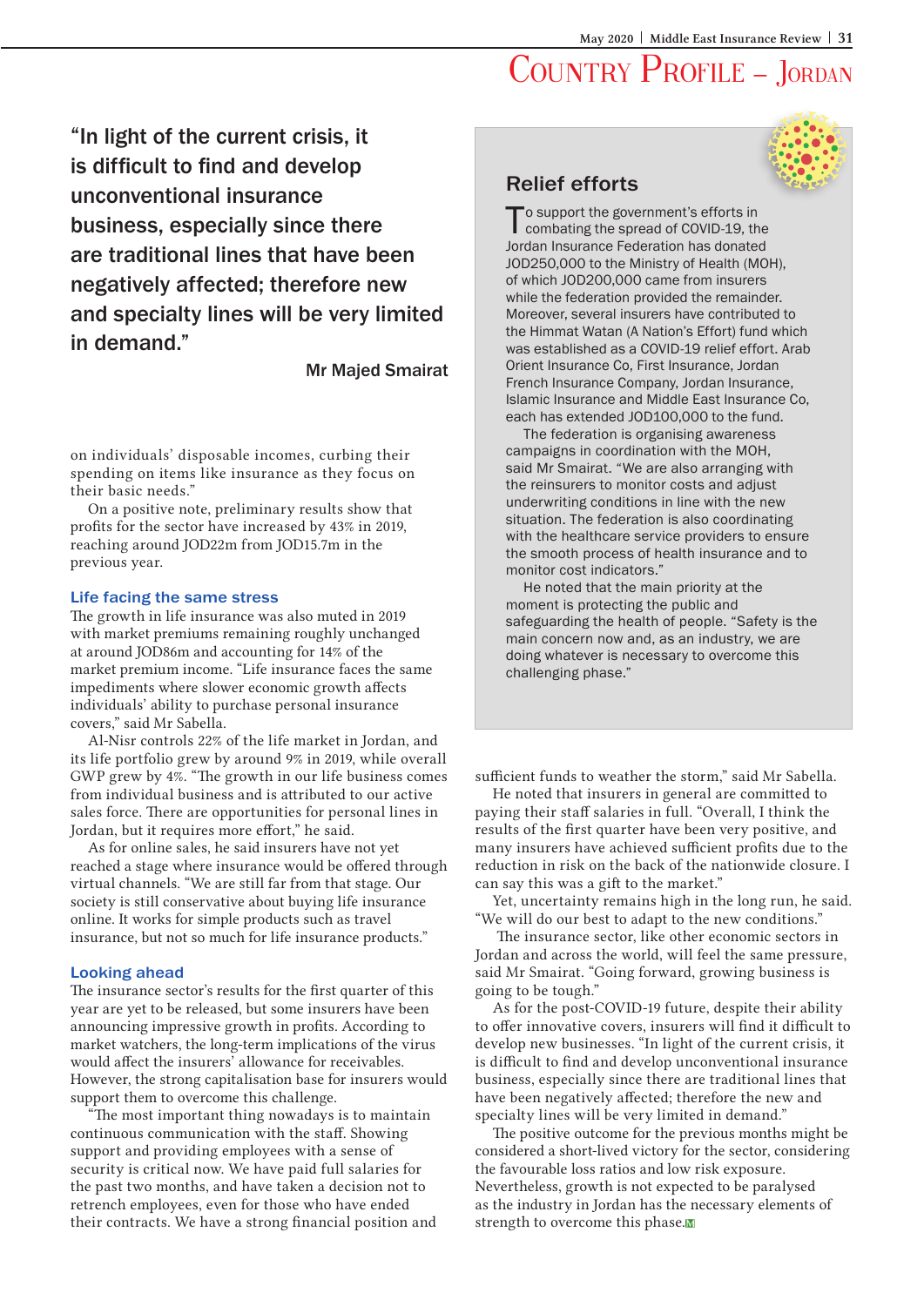“In light of the current crisis, it is difficult to find and develop unconventional insurance business, especially since there are traditional lines that have been negatively affected; therefore new and specialty lines will be very limited in demand.”

**Mr Majed Smairat**

on individuals’ disposable incomes, curbing their spending on items like insurance as they focus on their basic needs.”

On a positive note, preliminary results show that profits for the sector have increased by 43% in 2019, reaching around JOD22m from JOD15.7m in the previous year.

### Life facing the same stress

The growth in life insurance was also muted in 2019 with market premiums remaining roughly unchanged at around JOD86m and accounting for 14% of the market premium income. “Life insurance faces the same impediments where slower economic growth affects individuals’ ability to purchase personal insurance covers,” said Mr Sabella.

Al-Nisr controls 22% of the life market in Jordan, and its life portfolio grew by around 9% in 2019, while overall GWP grew by 4%. “The growth in our life business comes from individual business and is attributed to our active sales force. There are opportunities for personal lines in Jordan, but it requires more effort,” he said.

As for online sales, he said insurers have not yet reached a stage where insurance would be offered through virtual channels. “We are still far from that stage. Our society is still conservative about buying life insurance online. It works for simple products such as travel insurance, but not so much for life insurance products.”

### Looking ahead

The insurance sector’s results for the first quarter of this year are yet to be released, but some insurers have been announcing impressive growth in profits. According to market watchers, the long-term implications of the virus would affect the insurers’ allowance for receivables. However, the strong capitalisation base for insurers would support them to overcome this challenge.

“The most important thing nowadays is to maintain continuous communication with the staff. Showing support and providing employees with a sense of security is critical now. We have paid full salaries for the past two months, and have taken a decision not to retrench employees, even for those who have ended their contracts. We have a strong financial position and sufficient funds to weather the storm,” said Mr Sabella.

He noted that insurers in general are committed to paying their staff salaries in full. “Overall, I think the results of the first quarter have been very positive, and many insurers have achieved sufficient profits due to the reduction in risk on the back of the nationwide closure. I can say this was a gift to the market.”

Yet, uncertainty remains high in the long run, he said. “We will do our best to adapt to the new conditions.”

The insurance sector, like other economic sectors in Jordan and across the world, will feel the same pressure, said Mr Smairat. “Going forward, growing business is going to be tough.”

As for the post-COVID-19 future, despite their ability to offer innovative covers, insurers will find it difficult to develop new businesses. “In light of the current crisis, it is difficult to find and develop unconventional insurance business, especially since there are traditional lines that have been negatively affected; therefore the new and specialty lines will be very limited in demand.”

The positive outcome for the previous months might be considered a short-lived victory for the sector, considering the favourable loss ratios and low risk exposure. Nevertheless, growth is not expected to be paralysed as the industry in Jordan has the necessary elements of strength to overcome this phase.

## Relief efforts

To support the government’s efforts in combating the spread of COVID-19, the Jordan Insurance Federation has donated JOD250,000 to the Ministry of Health (MOH), of which JOD200,000 came from insurers while the federation provided the remainder. Moreover, several insurers have contributed to the Himmat Watan (A Nation’s Effort) fund which was established as a COVID-19 relief effort. Arab Orient Insurance Co, First Insurance, Jordan French Insurance Company, Jordan Insurance, Islamic Insurance and Middle East Insurance Co, each has extended JOD100,000 to the fund.

The federation is organising awareness campaigns in coordination with the MOH, said Mr Smairat. “We are also arranging with the reinsurers to monitor costs and adjust underwriting conditions in line with the new situation. The federation is also coordinating with the healthcare service providers to ensure the smooth process of health insurance and to monitor cost indicators.”

He noted that the main priority at the moment is protecting the public and safeguarding the health of people. “Safety is the main concern now and, as an industry, we are doing whatever is necessary to overcome this challenging phase.”